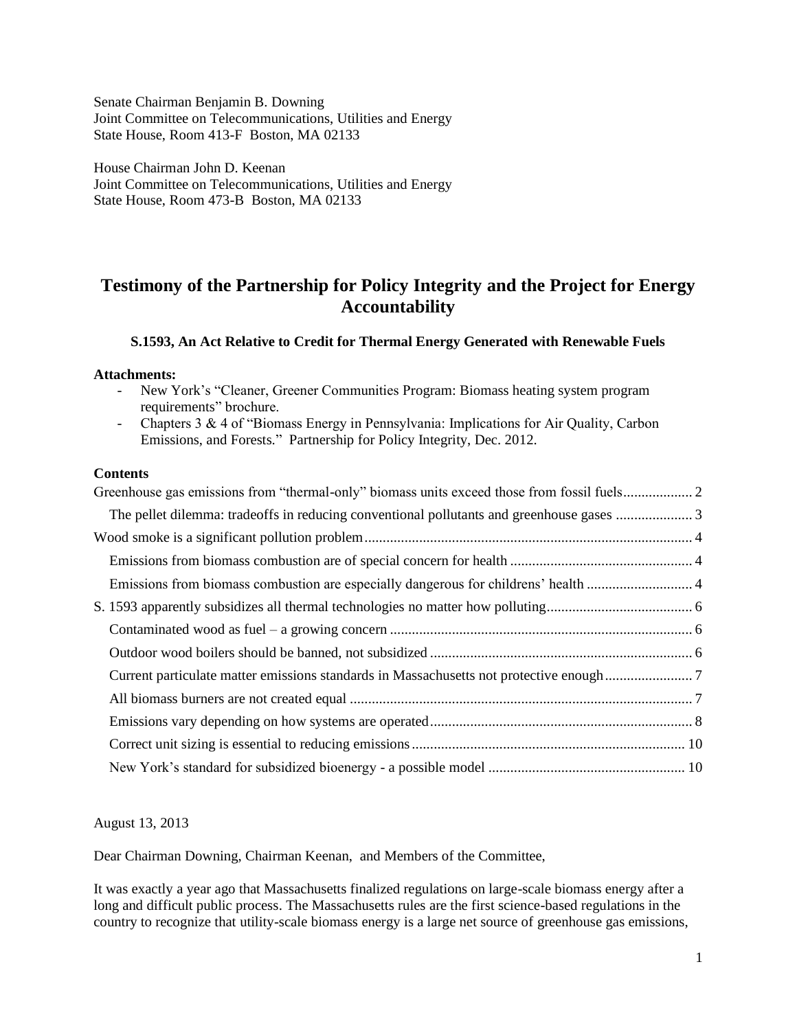Senate Chairman Benjamin B. Downing
Joint Committee on Telecommunications, Utilities and Energy
State House, Room 413-F Boston, MA 02133

House Chairman John D. Keenan
Joint Committee on Telecommunications, Utilities and Energy
State House, Room 473-B Boston, MA 02133

# Testimony of the Partnership for Policy Integrity and the Project for Energy Accountability

**S.1593, An Act Relative to Credit for Thermal Energy Generated with Renewable Fuels**

**Attachments:**

- New York's "Cleaner, Greener Communities Program: Biomass heating system program requirements" brochure.
- Chapters 3 & 4 of "Biomass Energy in Pennsylvania: Implications for Air Quality, Carbon Emissions, and Forests." Partnership for Policy Integrity, Dec. 2012.

**Contents**

- Greenhouse gas emissions from "thermal-only" biomass units exceed those from fossil fuels .................. 2
  - The pellet dilemma: tradeoffs in reducing conventional pollutants and greenhouse gases .................... 3
- Wood smoke is a significant pollution problem .................................................................................... 4
  - Emissions from biomass combustion are of special concern for health .................................................. 4
  - Emissions from biomass combustion are especially dangerous for childrens' health ............................ 4
- S. 1593 apparently subsidizes all thermal technologies no matter how polluting ....................................... 6
  - Contaminated wood as fuel – a growing concern .................................................................................. 6
  - Outdoor wood boilers should be banned, not subsidized ....................................................................... 6
  - Current particulate matter emissions standards in Massachusetts not protective enough ........................ 7
  - All biomass burners are not created equal ............................................................................................. 7
  - Emissions vary depending on how systems are operated ....................................................................... 8
  - Correct unit sizing is essential to reducing emissions .......................................................................... 10
  - New York's standard for subsidized bioenergy - a possible model ..................................................... 10

August 13, 2013

Dear Chairman Downing, Chairman Keenan, and Members of the Committee,

It was exactly a year ago that Massachusetts finalized regulations on large-scale biomass energy after a long and difficult public process. The Massachusetts rules are the first science-based regulations in the country to recognize that utility-scale biomass energy is a large net source of greenhouse gas emissions,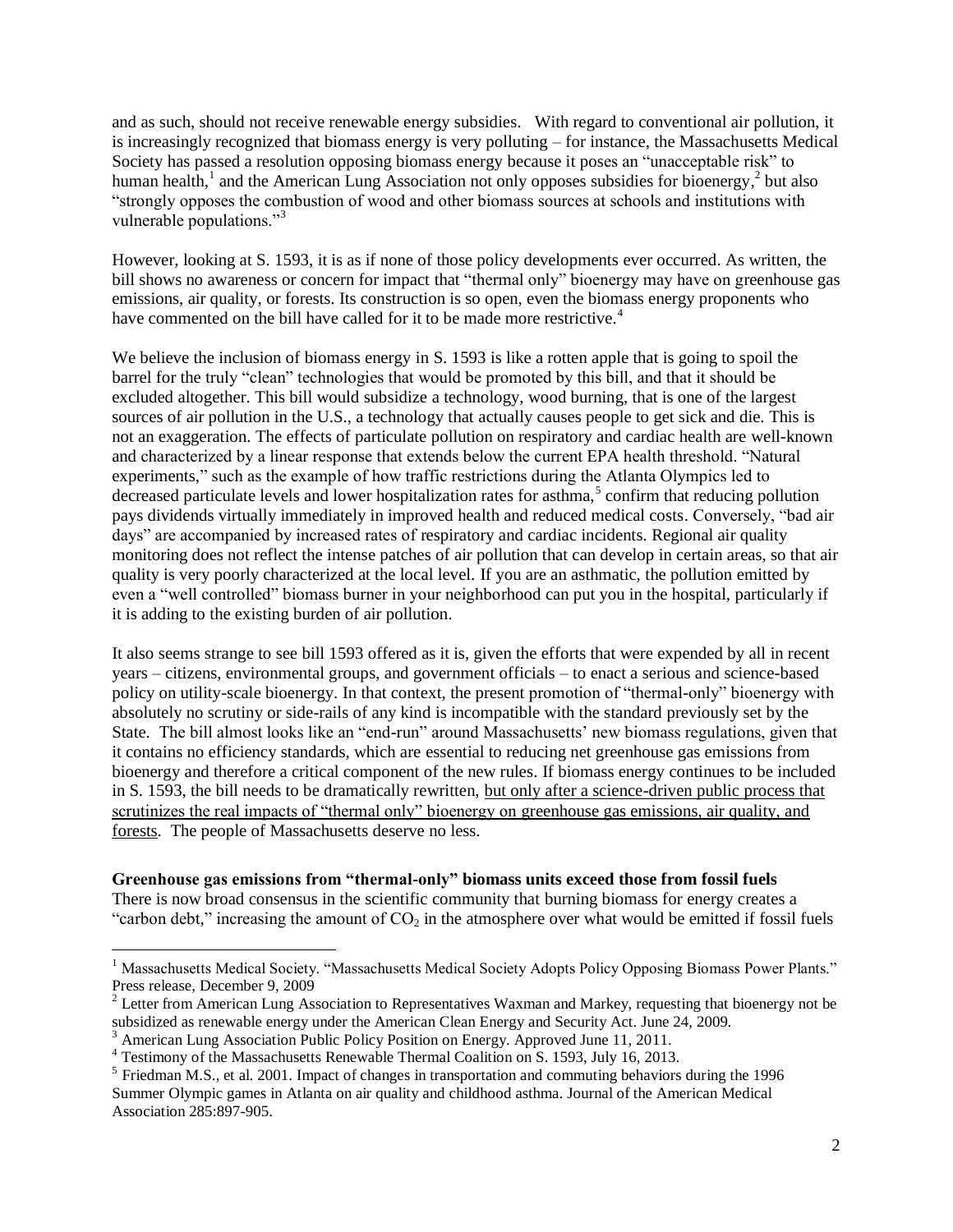and as such, should not receive renewable energy subsidies. With regard to conventional air pollution, it is increasingly recognized that biomass energy is very polluting – for instance, the Massachusetts Medical Society has passed a resolution opposing biomass energy because it poses an "unacceptable risk" to human health,[1] and the American Lung Association not only opposes subsidies for bioenergy,[2] but also "strongly opposes the combustion of wood and other biomass sources at schools and institutions with vulnerable populations."[3]

However, looking at S. 1593, it is as if none of those policy developments ever occurred. As written, the bill shows no awareness or concern for impact that "thermal only" bioenergy may have on greenhouse gas emissions, air quality, or forests. Its construction is so open, even the biomass energy proponents who have commented on the bill have called for it to be made more restrictive.[4]

We believe the inclusion of biomass energy in S. 1593 is like a rotten apple that is going to spoil the barrel for the truly "clean" technologies that would be promoted by this bill, and that it should be excluded altogether. This bill would subsidize a technology, wood burning, that is one of the largest sources of air pollution in the U.S., a technology that actually causes people to get sick and die. This is not an exaggeration. The effects of particulate pollution on respiratory and cardiac health are well-known and characterized by a linear response that extends below the current EPA health threshold. "Natural experiments," such as the example of how traffic restrictions during the Atlanta Olympics led to decreased particulate levels and lower hospitalization rates for asthma,[5] confirm that reducing pollution pays dividends virtually immediately in improved health and reduced medical costs. Conversely, "bad air days" are accompanied by increased rates of respiratory and cardiac incidents. Regional air quality monitoring does not reflect the intense patches of air pollution that can develop in certain areas, so that air quality is very poorly characterized at the local level. If you are an asthmatic, the pollution emitted by even a "well controlled" biomass burner in your neighborhood can put you in the hospital, particularly if it is adding to the existing burden of air pollution.

It also seems strange to see bill 1593 offered as it is, given the efforts that were expended by all in recent years – citizens, environmental groups, and government officials – to enact a serious and science-based policy on utility-scale bioenergy. In that context, the present promotion of "thermal-only" bioenergy with absolutely no scrutiny or side-rails of any kind is incompatible with the standard previously set by the State. The bill almost looks like an "end-run" around Massachusetts' new biomass regulations, given that it contains no efficiency standards, which are essential to reducing net greenhouse gas emissions from bioenergy and therefore a critical component of the new rules. If biomass energy continues to be included in S. 1593, the bill needs to be dramatically rewritten, <u>but only after a science-driven public process that scrutinizes the real impacts of "thermal only" bioenergy on greenhouse gas emissions, air quality, and forests</u>. The people of Massachusetts deserve no less.

**Greenhouse gas emissions from "thermal-only" biomass units exceed those from fossil fuels**

There is now broad consensus in the scientific community that burning biomass for energy creates a "carbon debt," increasing the amount of $CO_2$ in the atmosphere over what would be emitted if fossil fuels

---

[1] Massachusetts Medical Society. "Massachusetts Medical Society Adopts Policy Opposing Biomass Power Plants." Press release, December 9, 2009

[2] Letter from American Lung Association to Representatives Waxman and Markey, requesting that bioenergy not be subsidized as renewable energy under the American Clean Energy and Security Act. June 24, 2009.

[3] American Lung Association Public Policy Position on Energy. Approved June 11, 2011.

[4] Testimony of the Massachusetts Renewable Thermal Coalition on S. 1593, July 16, 2013.

[5] Friedman M.S., et al. 2001. Impact of changes in transportation and commuting behaviors during the 1996 Summer Olympic games in Atlanta on air quality and childhood asthma. Journal of the American Medical Association 285:897-905.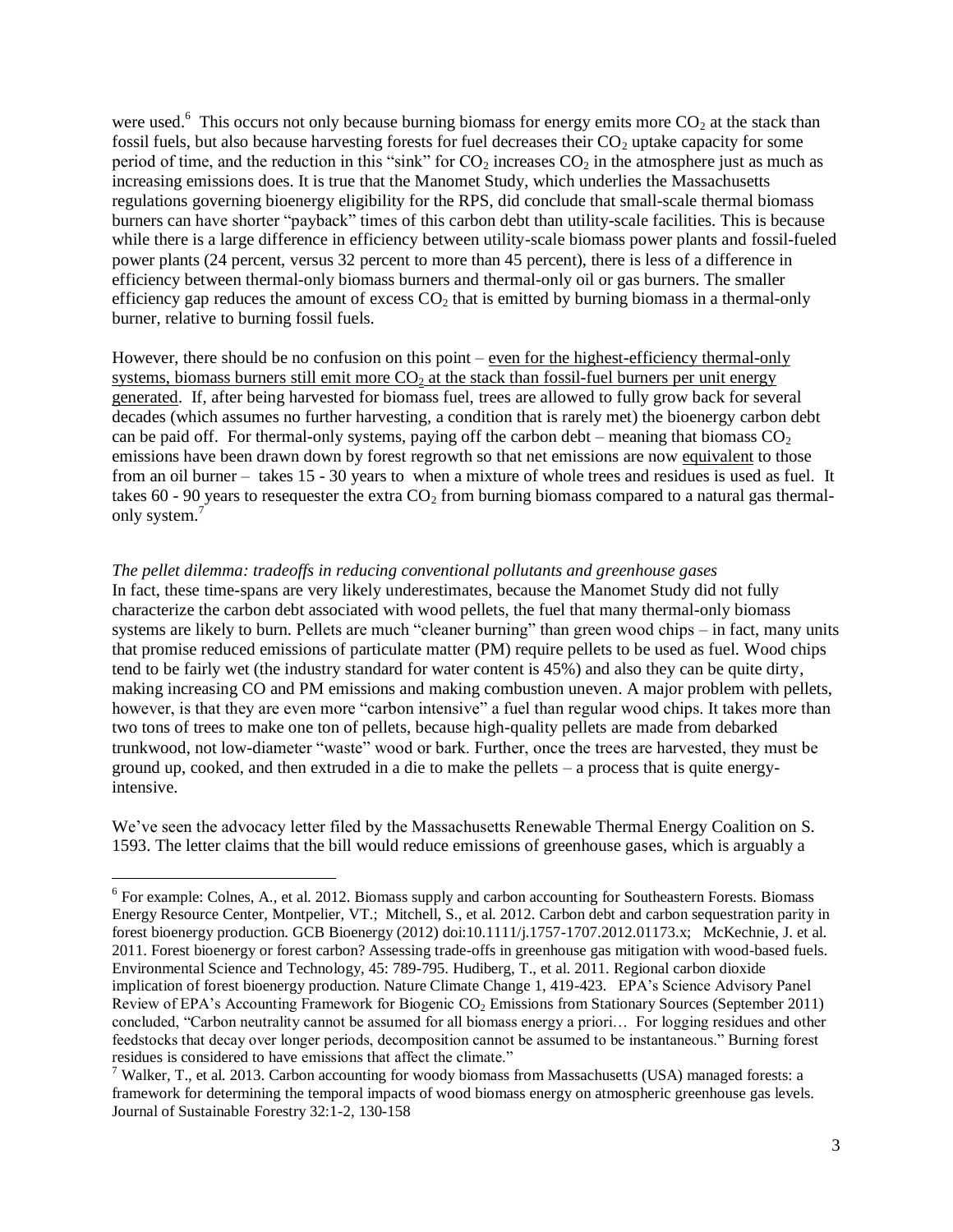were used.[6] This occurs not only because burning biomass for energy emits more $CO_2$ at the stack than fossil fuels, but also because harvesting forests for fuel decreases their $CO_2$ uptake capacity for some period of time, and the reduction in this "sink" for $CO_2$ increases $CO_2$ in the atmosphere just as much as increasing emissions does. It is true that the Manomet Study, which underlies the Massachusetts regulations governing bioenergy eligibility for the RPS, did conclude that small-scale thermal biomass burners can have shorter "payback" times of this carbon debt than utility-scale facilities. This is because while there is a large difference in efficiency between utility-scale biomass power plants and fossil-fueled power plants (24 percent, versus 32 percent to more than 45 percent), there is less of a difference in efficiency between thermal-only biomass burners and thermal-only oil or gas burners. The smaller efficiency gap reduces the amount of excess $CO_2$ that is emitted by burning biomass in a thermal-only burner, relative to burning fossil fuels.

However, there should be no confusion on this point – <u>even for the highest-efficiency thermal-only systems, biomass burners still emit more $CO_2$ at the stack than fossil-fuel burners per unit energy generated</u>. If, after being harvested for biomass fuel, trees are allowed to fully grow back for several decades (which assumes no further harvesting, a condition that is rarely met) the bioenergy carbon debt can be paid off. For thermal-only systems, paying off the carbon debt – meaning that biomass $CO_2$ emissions have been drawn down by forest regrowth so that net emissions are now <u>equivalent</u> to those from an oil burner – takes 15 - 30 years to when a mixture of whole trees and residues is used as fuel. It takes 60 - 90 years to resequester the extra $CO_2$ from burning biomass compared to a natural gas thermal-only system.[7]

*The pellet dilemma: tradeoffs in reducing conventional pollutants and greenhouse gases*

In fact, these time-spans are very likely underestimates, because the Manomet Study did not fully characterize the carbon debt associated with wood pellets, the fuel that many thermal-only biomass systems are likely to burn. Pellets are much "cleaner burning" than green wood chips – in fact, many units that promise reduced emissions of particulate matter (PM) require pellets to be used as fuel. Wood chips tend to be fairly wet (the industry standard for water content is 45%) and also they can be quite dirty, making increasing CO and PM emissions and making combustion uneven. A major problem with pellets, however, is that they are even more "carbon intensive" a fuel than regular wood chips. It takes more than two tons of trees to make one ton of pellets, because high-quality pellets are made from debarked trunkwood, not low-diameter "waste" wood or bark. Further, once the trees are harvested, they must be ground up, cooked, and then extruded in a die to make the pellets – a process that is quite energy-intensive.

We've seen the advocacy letter filed by the Massachusetts Renewable Thermal Energy Coalition on S. 1593. The letter claims that the bill would reduce emissions of greenhouse gases, which is arguably a

---

[6] For example: Colnes, A., et al. 2012. Biomass supply and carbon accounting for Southeastern Forests. Biomass Energy Resource Center, Montpelier, VT.; Mitchell, S., et al. 2012. Carbon debt and carbon sequestration parity in forest bioenergy production. GCB Bioenergy (2012) doi:10.1111/j.1757-1707.2012.01173.x; McKechnie, J. et al. 2011. Forest bioenergy or forest carbon? Assessing trade-offs in greenhouse gas mitigation with wood-based fuels. Environmental Science and Technology, 45: 789-795. Hudiberg, T., et al. 2011. Regional carbon dioxide implication of forest bioenergy production. Nature Climate Change 1, 419-423. EPA's Science Advisory Panel Review of EPA's Accounting Framework for Biogenic $CO_2$ Emissions from Stationary Sources (September 2011) concluded, "Carbon neutrality cannot be assumed for all biomass energy a priori… For logging residues and other feedstocks that decay over longer periods, decomposition cannot be assumed to be instantaneous." Burning forest residues is considered to have emissions that affect the climate."

[7] Walker, T., et al. 2013. Carbon accounting for woody biomass from Massachusetts (USA) managed forests: a framework for determining the temporal impacts of wood biomass energy on atmospheric greenhouse gas levels. Journal of Sustainable Forestry 32:1-2, 130-158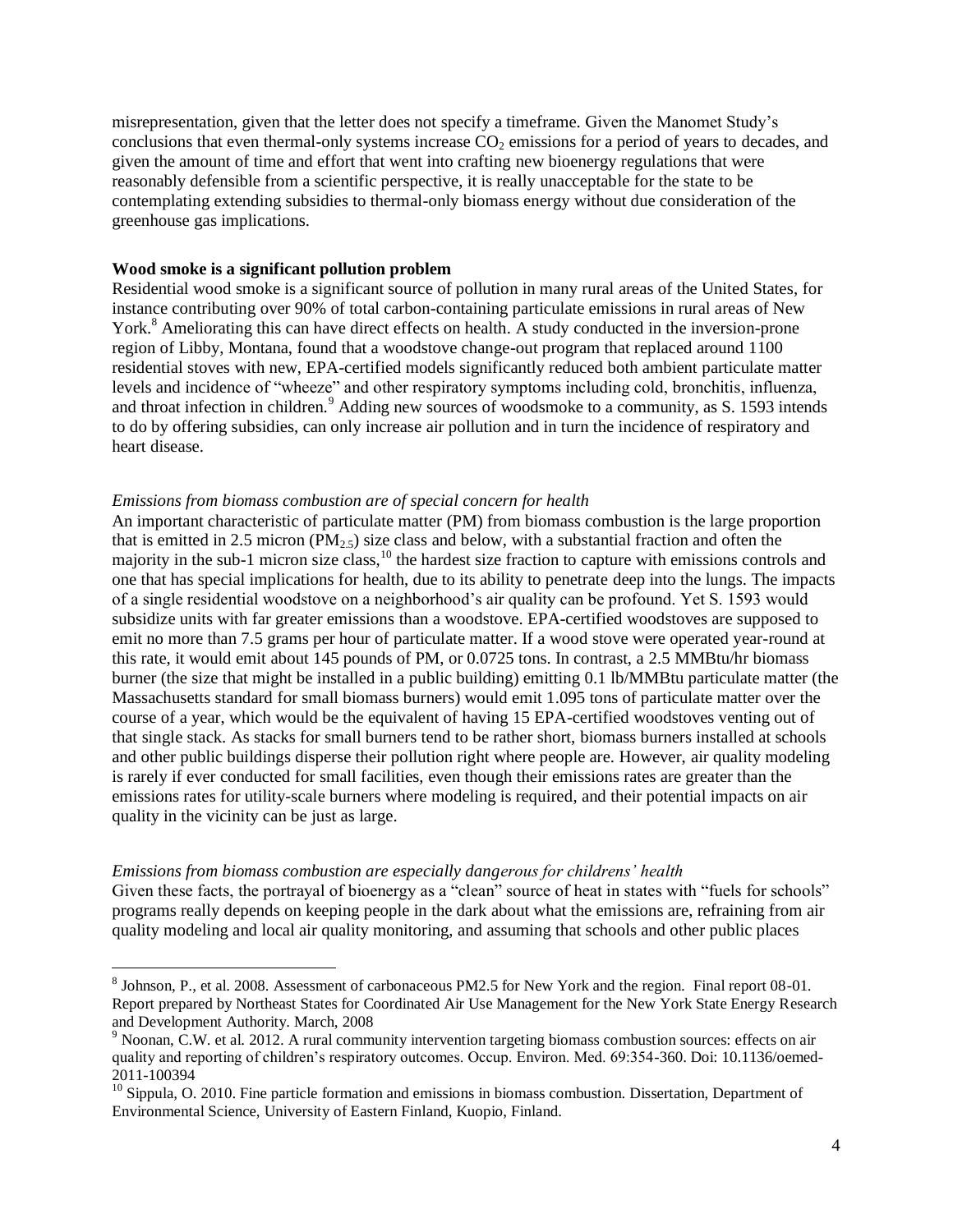misrepresentation, given that the letter does not specify a timeframe. Given the Manomet Study's conclusions that even thermal-only systems increase $CO_2$ emissions for a period of years to decades, and given the amount of time and effort that went into crafting new bioenergy regulations that were reasonably defensible from a scientific perspective, it is really unacceptable for the state to be contemplating extending subsidies to thermal-only biomass energy without due consideration of the greenhouse gas implications.

**Wood smoke is a significant pollution problem**

Residential wood smoke is a significant source of pollution in many rural areas of the United States, for instance contributing over 90% of total carbon-containing particulate emissions in rural areas of New York.[8] Ameliorating this can have direct effects on health. A study conducted in the inversion-prone region of Libby, Montana, found that a woodstove change-out program that replaced around 1100 residential stoves with new, EPA-certified models significantly reduced both ambient particulate matter levels and incidence of "wheeze" and other respiratory symptoms including cold, bronchitis, influenza, and throat infection in children.[9] Adding new sources of woodsmoke to a community, as S. 1593 intends to do by offering subsidies, can only increase air pollution and in turn the incidence of respiratory and heart disease.

*Emissions from biomass combustion are of special concern for health*

An important characteristic of particulate matter (PM) from biomass combustion is the large proportion that is emitted in 2.5 micron ($PM_{2.5}$) size class and below, with a substantial fraction and often the majority in the sub-1 micron size class,[10] the hardest size fraction to capture with emissions controls and one that has special implications for health, due to its ability to penetrate deep into the lungs. The impacts of a single residential woodstove on a neighborhood's air quality can be profound. Yet S. 1593 would subsidize units with far greater emissions than a woodstove. EPA-certified woodstoves are supposed to emit no more than 7.5 grams per hour of particulate matter. If a wood stove were operated year-round at this rate, it would emit about 145 pounds of PM, or 0.0725 tons. In contrast, a 2.5 MMBtu/hr biomass burner (the size that might be installed in a public building) emitting 0.1 lb/MMBtu particulate matter (the Massachusetts standard for small biomass burners) would emit 1.095 tons of particulate matter over the course of a year, which would be the equivalent of having 15 EPA-certified woodstoves venting out of that single stack. As stacks for small burners tend to be rather short, biomass burners installed at schools and other public buildings disperse their pollution right where people are. However, air quality modeling is rarely if ever conducted for small facilities, even though their emissions rates are greater than the emissions rates for utility-scale burners where modeling is required, and their potential impacts on air quality in the vicinity can be just as large.

*Emissions from biomass combustion are especially dangerous for childrens' health*

Given these facts, the portrayal of bioenergy as a "clean" source of heat in states with "fuels for schools" programs really depends on keeping people in the dark about what the emissions are, refraining from air quality modeling and local air quality monitoring, and assuming that schools and other public places

---

[8] Johnson, P., et al. 2008. Assessment of carbonaceous PM2.5 for New York and the region. Final report 08-01. Report prepared by Northeast States for Coordinated Air Use Management for the New York State Energy Research and Development Authority. March, 2008

[9] Noonan, C.W. et al. 2012. A rural community intervention targeting biomass combustion sources: effects on air quality and reporting of children's respiratory outcomes. Occup. Environ. Med. 69:354-360. Doi: 10.1136/oemed-2011-100394

[10] Sippula, O. 2010. Fine particle formation and emissions in biomass combustion. Dissertation, Department of Environmental Science, University of Eastern Finland, Kuopio, Finland.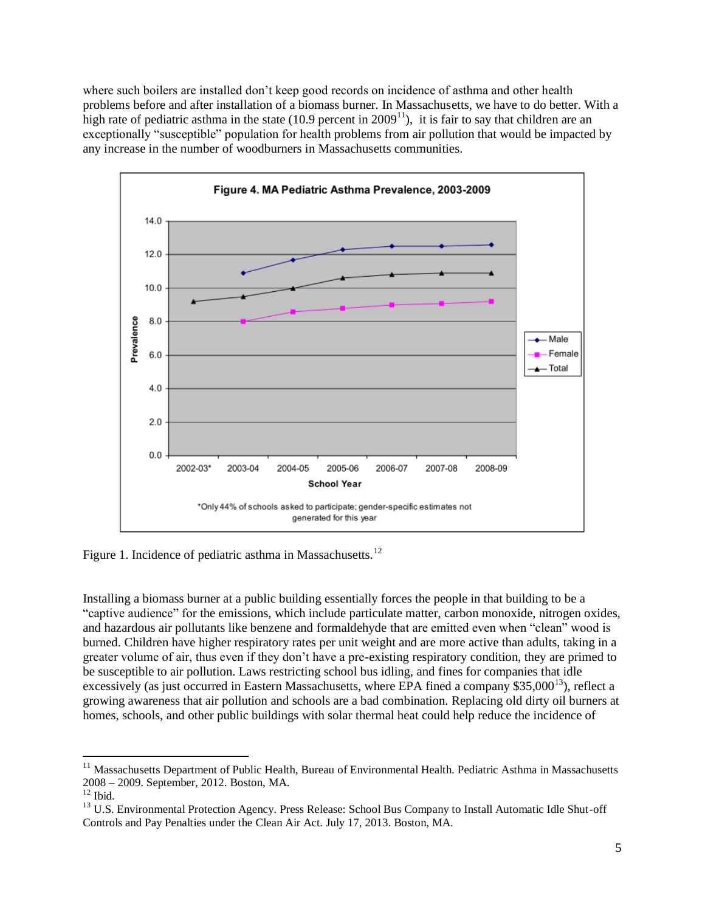where such boilers are installed don't keep good records on incidence of asthma and other health problems before and after installation of a biomass burner. In Massachusetts, we have to do better. With a high rate of pediatric asthma in the state (10.9 percent in 2009[11]), it is fair to say that children are an exceptionally "susceptible" population for health problems from air pollution that would be impacted by any increase in the number of woodburners in Massachusetts communities.

Figure 1. Incidence of pediatric asthma in Massachusetts.[12]

Installing a biomass burner at a public building essentially forces the people in that building to be a "captive audience" for the emissions, which include particulate matter, carbon monoxide, nitrogen oxides, and hazardous air pollutants like benzene and formaldehyde that are emitted even when "clean" wood is burned. Children have higher respiratory rates per unit weight and are more active than adults, taking in a greater volume of air, thus even if they don't have a pre-existing respiratory condition, they are primed to be susceptible to air pollution. Laws restricting school bus idling, and fines for companies that idle excessively (as just occurred in Eastern Massachusetts, where EPA fined a company $35,000[13]), reflect a growing awareness that air pollution and schools are a bad combination. Replacing old dirty oil burners at homes, schools, and other public buildings with solar thermal heat could help reduce the incidence of

---

[11] Massachusetts Department of Public Health, Bureau of Environmental Health. Pediatric Asthma in Massachusetts 2008 – 2009. September, 2012. Boston, MA.

[12] Ibid.

[13] U.S. Environmental Protection Agency. Press Release: School Bus Company to Install Automatic Idle Shut-off Controls and Pay Penalties under the Clean Air Act. July 17, 2013. Boston, MA.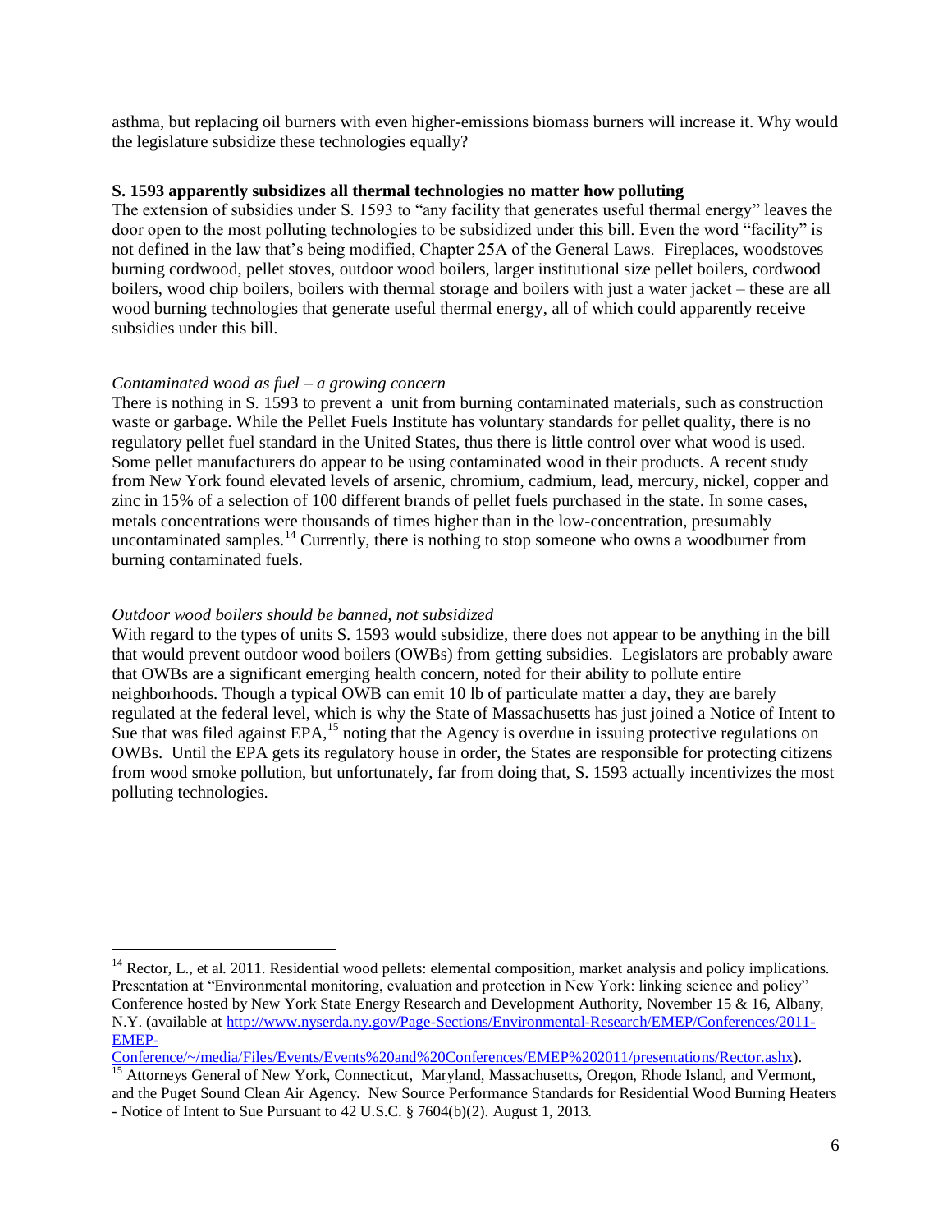asthma, but replacing oil burners with even higher-emissions biomass burners will increase it. Why would the legislature subsidize these technologies equally?

**S. 1593 apparently subsidizes all thermal technologies no matter how polluting**

The extension of subsidies under S. 1593 to "any facility that generates useful thermal energy" leaves the door open to the most polluting technologies to be subsidized under this bill. Even the word "facility" is not defined in the law that's being modified, Chapter 25A of the General Laws. Fireplaces, woodstoves burning cordwood, pellet stoves, outdoor wood boilers, larger institutional size pellet boilers, cordwood boilers, wood chip boilers, boilers with thermal storage and boilers with just a water jacket – these are all wood burning technologies that generate useful thermal energy, all of which could apparently receive subsidies under this bill.

*Contaminated wood as fuel – a growing concern*

There is nothing in S. 1593 to prevent a unit from burning contaminated materials, such as construction waste or garbage. While the Pellet Fuels Institute has voluntary standards for pellet quality, there is no regulatory pellet fuel standard in the United States, thus there is little control over what wood is used. Some pellet manufacturers do appear to be using contaminated wood in their products. A recent study from New York found elevated levels of arsenic, chromium, cadmium, lead, mercury, nickel, copper and zinc in 15% of a selection of 100 different brands of pellet fuels purchased in the state. In some cases, metals concentrations were thousands of times higher than in the low-concentration, presumably uncontaminated samples.[14] Currently, there is nothing to stop someone who owns a woodburner from burning contaminated fuels.

*Outdoor wood boilers should be banned, not subsidized*

With regard to the types of units S. 1593 would subsidize, there does not appear to be anything in the bill that would prevent outdoor wood boilers (OWBs) from getting subsidies. Legislators are probably aware that OWBs are a significant emerging health concern, noted for their ability to pollute entire neighborhoods. Though a typical OWB can emit 10 lb of particulate matter a day, they are barely regulated at the federal level, which is why the State of Massachusetts has just joined a Notice of Intent to Sue that was filed against EPA,[15] noting that the Agency is overdue in issuing protective regulations on OWBs. Until the EPA gets its regulatory house in order, the States are responsible for protecting citizens from wood smoke pollution, but unfortunately, far from doing that, S. 1593 actually incentivizes the most polluting technologies.

---

[14] Rector, L., et al. 2011. Residential wood pellets: elemental composition, market analysis and policy implications. Presentation at "Environmental monitoring, evaluation and protection in New York: linking science and policy" Conference hosted by New York State Energy Research and Development Authority, November 15 & 16, Albany, N.Y. (available at http://www.nyserda.ny.gov/Page-Sections/Environmental-Research/EMEP/Conferences/2011-EMEP-Conference/~/media/Files/Events/Events%20and%20Conferences/EMEP%202011/presentations/Rector.ashx).

[15] Attorneys General of New York, Connecticut, Maryland, Massachusetts, Oregon, Rhode Island, and Vermont, and the Puget Sound Clean Air Agency. New Source Performance Standards for Residential Wood Burning Heaters - Notice of Intent to Sue Pursuant to 42 U.S.C. § 7604(b)(2). August 1, 2013.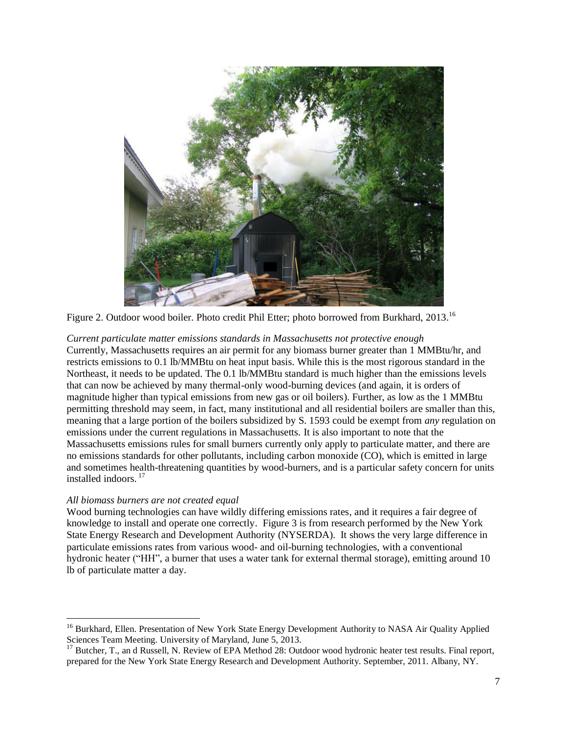Figure 2. Outdoor wood boiler. Photo credit Phil Etter; photo borrowed from Burkhard, 2013.[16]

*Current particulate matter emissions standards in Massachusetts not protective enough*

Currently, Massachusetts requires an air permit for any biomass burner greater than 1 MMBtu/hr, and restricts emissions to 0.1 lb/MMBtu on heat input basis. While this is the most rigorous standard in the Northeast, it needs to be updated. The 0.1 lb/MMBtu standard is much higher than the emissions levels that can now be achieved by many thermal-only wood-burning devices (and again, it is orders of magnitude higher than typical emissions from new gas or oil boilers). Further, as low as the 1 MMBtu permitting threshold may seem, in fact, many institutional and all residential boilers are smaller than this, meaning that a large portion of the boilers subsidized by S. 1593 could be exempt from *any* regulation on emissions under the current regulations in Massachusetts. It is also important to note that the Massachusetts emissions rules for small burners currently only apply to particulate matter, and there are no emissions standards for other pollutants, including carbon monoxide (CO), which is emitted in large and sometimes health-threatening quantities by wood-burners, and is a particular safety concern for units installed indoors.[17]

*All biomass burners are not created equal*

Wood burning technologies can have wildly differing emissions rates, and it requires a fair degree of knowledge to install and operate one correctly. Figure 3 is from research performed by the New York State Energy Research and Development Authority (NYSERDA). It shows the very large difference in particulate emissions rates from various wood- and oil-burning technologies, with a conventional hydronic heater ("HH", a burner that uses a water tank for external thermal storage), emitting around 10 lb of particulate matter a day.

---

[16] Burkhard, Ellen. Presentation of New York State Energy Development Authority to NASA Air Quality Applied Sciences Team Meeting. University of Maryland, June 5, 2013.

[17] Butcher, T., an d Russell, N. Review of EPA Method 28: Outdoor wood hydronic heater test results. Final report, prepared for the New York State Energy Research and Development Authority. September, 2011. Albany, NY.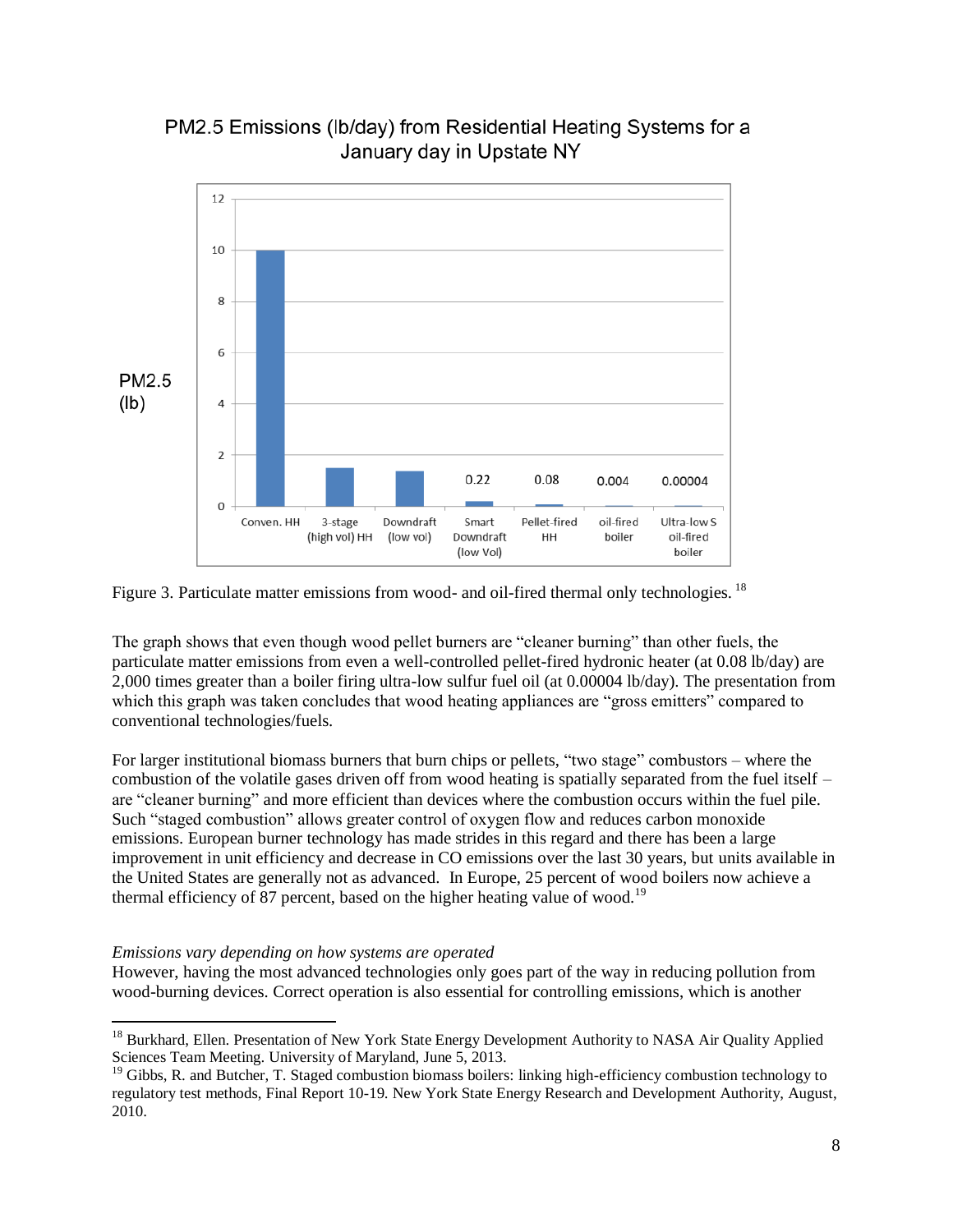PM2.5 Emissions (lb/day) from Residential Heating Systems for a January day in Upstate NY

Figure 3. Particulate matter emissions from wood- and oil-fired thermal only technologies. [18]

The graph shows that even though wood pellet burners are "cleaner burning" than other fuels, the particulate matter emissions from even a well-controlled pellet-fired hydronic heater (at 0.08 lb/day) are 2,000 times greater than a boiler firing ultra-low sulfur fuel oil (at 0.00004 lb/day). The presentation from which this graph was taken concludes that wood heating appliances are "gross emitters" compared to conventional technologies/fuels.

For larger institutional biomass burners that burn chips or pellets, "two stage" combustors – where the combustion of the volatile gases driven off from wood heating is spatially separated from the fuel itself – are "cleaner burning" and more efficient than devices where the combustion occurs within the fuel pile. Such "staged combustion" allows greater control of oxygen flow and reduces carbon monoxide emissions. European burner technology has made strides in this regard and there has been a large improvement in unit efficiency and decrease in CO emissions over the last 30 years, but units available in the United States are generally not as advanced. In Europe, 25 percent of wood boilers now achieve a thermal efficiency of 87 percent, based on the higher heating value of wood.[19]

*Emissions vary depending on how systems are operated*

However, having the most advanced technologies only goes part of the way in reducing pollution from wood-burning devices. Correct operation is also essential for controlling emissions, which is another

---

[18] Burkhard, Ellen. Presentation of New York State Energy Development Authority to NASA Air Quality Applied Sciences Team Meeting. University of Maryland, June 5, 2013.

[19] Gibbs, R. and Butcher, T. Staged combustion biomass boilers: linking high-efficiency combustion technology to regulatory test methods, Final Report 10-19. New York State Energy Research and Development Authority, August, 2010.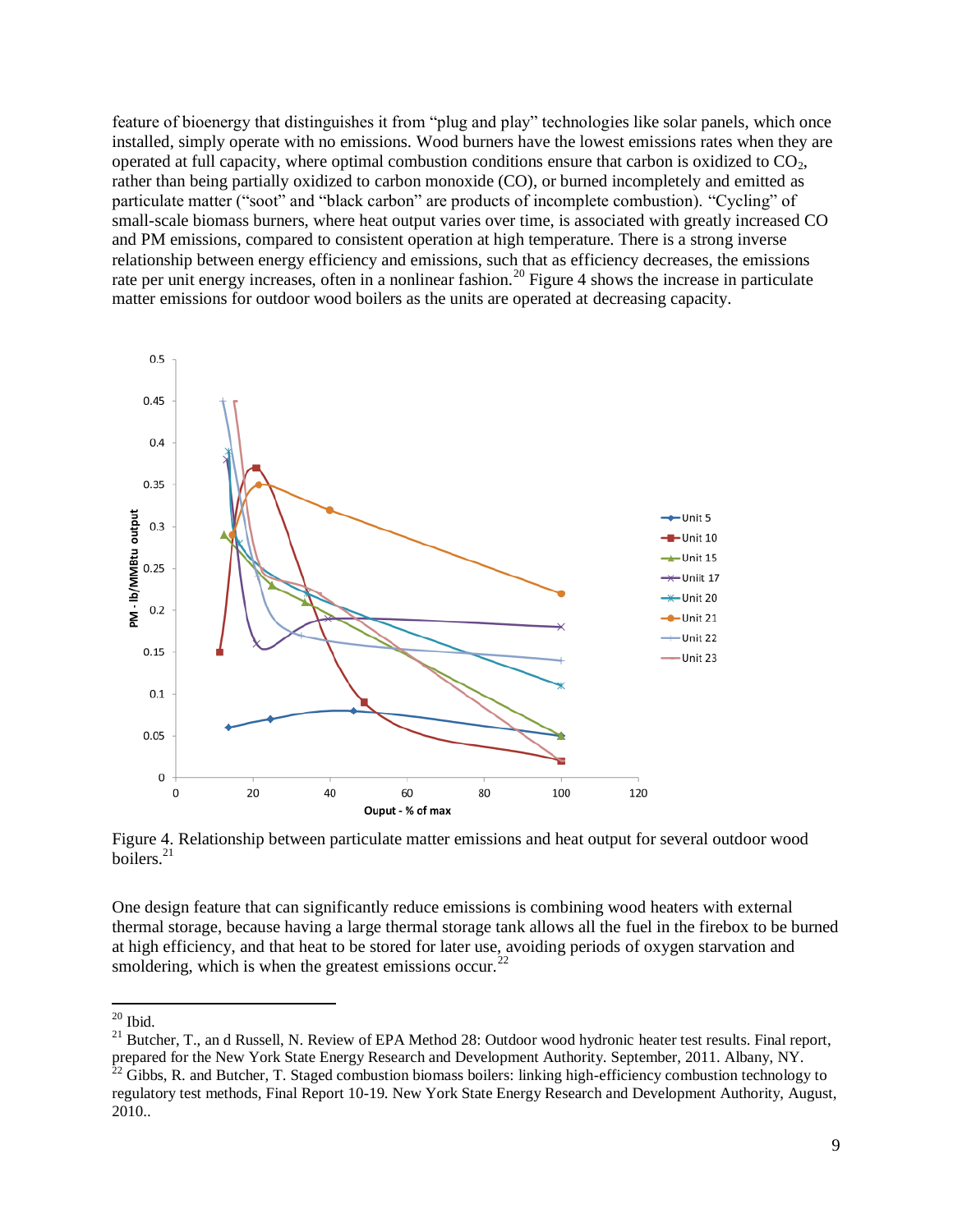feature of bioenergy that distinguishes it from "plug and play" technologies like solar panels, which once installed, simply operate with no emissions. Wood burners have the lowest emissions rates when they are operated at full capacity, where optimal combustion conditions ensure that carbon is oxidized to $CO_2$, rather than being partially oxidized to carbon monoxide (CO), or burned incompletely and emitted as particulate matter ("soot" and "black carbon" are products of incomplete combustion). "Cycling" of small-scale biomass burners, where heat output varies over time, is associated with greatly increased CO and PM emissions, compared to consistent operation at high temperature. There is a strong inverse relationship between energy efficiency and emissions, such that as efficiency decreases, the emissions rate per unit energy increases, often in a nonlinear fashion.[20] Figure 4 shows the increase in particulate matter emissions for outdoor wood boilers as the units are operated at decreasing capacity.

Figure 4. Relationship between particulate matter emissions and heat output for several outdoor wood boilers.[21]

One design feature that can significantly reduce emissions is combining wood heaters with external thermal storage, because having a large thermal storage tank allows all the fuel in the firebox to be burned at high efficiency, and that heat to be stored for later use, avoiding periods of oxygen starvation and smoldering, which is when the greatest emissions occur.[22]

---

[20] Ibid.

[21] Butcher, T., an d Russell, N. Review of EPA Method 28: Outdoor wood hydronic heater test results. Final report, prepared for the New York State Energy Research and Development Authority. September, 2011. Albany, NY.

[22] Gibbs, R. and Butcher, T. Staged combustion biomass boilers: linking high-efficiency combustion technology to regulatory test methods, Final Report 10-19. New York State Energy Research and Development Authority, August, 2010..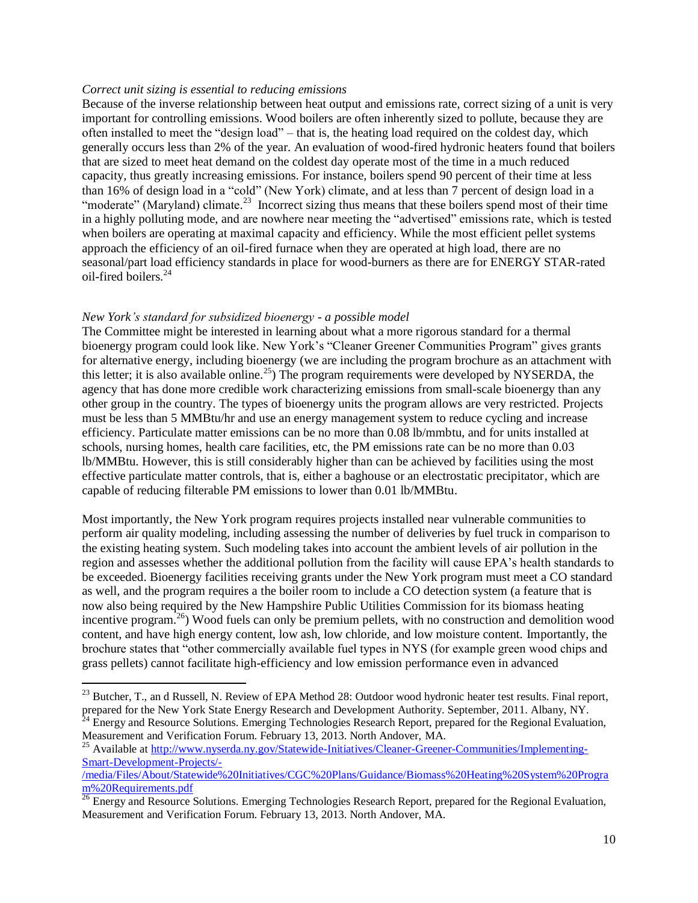*Correct unit sizing is essential to reducing emissions*

Because of the inverse relationship between heat output and emissions rate, correct sizing of a unit is very important for controlling emissions. Wood boilers are often inherently sized to pollute, because they are often installed to meet the "design load" – that is, the heating load required on the coldest day, which generally occurs less than 2% of the year. An evaluation of wood-fired hydronic heaters found that boilers that are sized to meet heat demand on the coldest day operate most of the time in a much reduced capacity, thus greatly increasing emissions. For instance, boilers spend 90 percent of their time at less than 16% of design load in a "cold" (New York) climate, and at less than 7 percent of design load in a "moderate" (Maryland) climate.[23] Incorrect sizing thus means that these boilers spend most of their time in a highly polluting mode, and are nowhere near meeting the "advertised" emissions rate, which is tested when boilers are operating at maximal capacity and efficiency. While the most efficient pellet systems approach the efficiency of an oil-fired furnace when they are operated at high load, there are no seasonal/part load efficiency standards in place for wood-burners as there are for ENERGY STAR-rated oil-fired boilers.[24]

*New York's standard for subsidized bioenergy - a possible model*

The Committee might be interested in learning about what a more rigorous standard for a thermal bioenergy program could look like. New York's "Cleaner Greener Communities Program" gives grants for alternative energy, including bioenergy (we are including the program brochure as an attachment with this letter; it is also available online.[25]) The program requirements were developed by NYSERDA, the agency that has done more credible work characterizing emissions from small-scale bioenergy than any other group in the country. The types of bioenergy units the program allows are very restricted. Projects must be less than 5 MMBtu/hr and use an energy management system to reduce cycling and increase efficiency. Particulate matter emissions can be no more than 0.08 lb/mmbtu, and for units installed at schools, nursing homes, health care facilities, etc, the PM emissions rate can be no more than 0.03 lb/MMBtu. However, this is still considerably higher than can be achieved by facilities using the most effective particulate matter controls, that is, either a baghouse or an electrostatic precipitator, which are capable of reducing filterable PM emissions to lower than 0.01 lb/MMBtu.

Most importantly, the New York program requires projects installed near vulnerable communities to perform air quality modeling, including assessing the number of deliveries by fuel truck in comparison to the existing heating system. Such modeling takes into account the ambient levels of air pollution in the region and assesses whether the additional pollution from the facility will cause EPA's health standards to be exceeded. Bioenergy facilities receiving grants under the New York program must meet a CO standard as well, and the program requires a the boiler room to include a CO detection system (a feature that is now also being required by the New Hampshire Public Utilities Commission for its biomass heating incentive program.[26]) Wood fuels can only be premium pellets, with no construction and demolition wood content, and have high energy content, low ash, low chloride, and low moisture content. Importantly, the brochure states that "other commercially available fuel types in NYS (for example green wood chips and grass pellets) cannot facilitate high-efficiency and low emission performance even in advanced

---

[23] Butcher, T., an d Russell, N. Review of EPA Method 28: Outdoor wood hydronic heater test results. Final report, prepared for the New York State Energy Research and Development Authority. September, 2011. Albany, NY.

[24] Energy and Resource Solutions. Emerging Technologies Research Report, prepared for the Regional Evaluation, Measurement and Verification Forum. February 13, 2013. North Andover, MA.

[25] Available at http://www.nyserda.ny.gov/Statewide-Initiatives/Cleaner-Greener-Communities/Implementing-Smart-Development-Projects/-/media/Files/About/Statewide%20Initiatives/CGC%20Plans/Guidance/Biomass%20Heating%20System%20Program%20Requirements.pdf

[26] Energy and Resource Solutions. Emerging Technologies Research Report, prepared for the Regional Evaluation, Measurement and Verification Forum. February 13, 2013. North Andover, MA.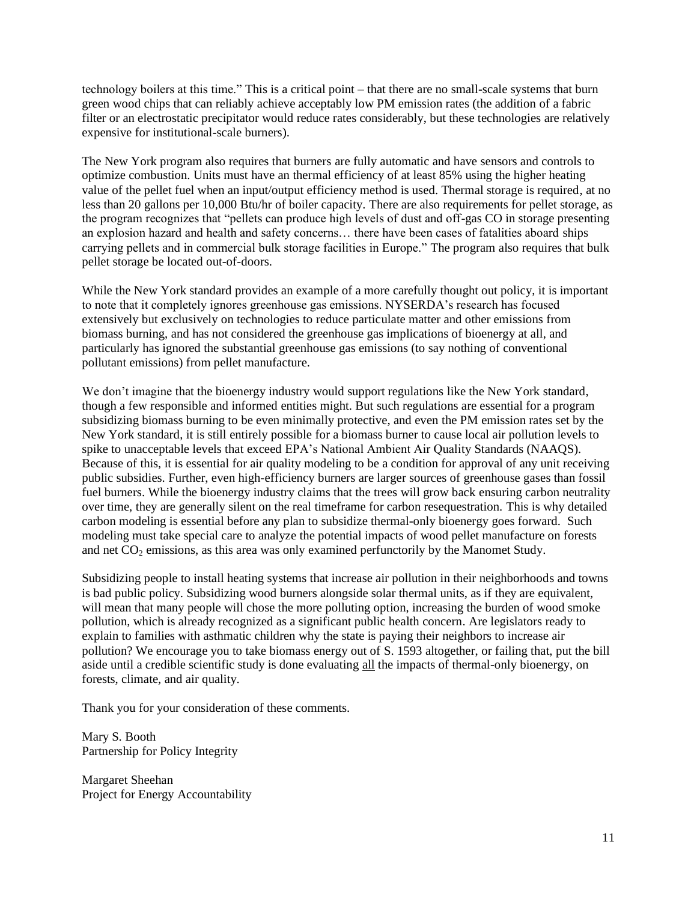technology boilers at this time." This is a critical point – that there are no small-scale systems that burn green wood chips that can reliably achieve acceptably low PM emission rates (the addition of a fabric filter or an electrostatic precipitator would reduce rates considerably, but these technologies are relatively expensive for institutional-scale burners).

The New York program also requires that burners are fully automatic and have sensors and controls to optimize combustion. Units must have an thermal efficiency of at least 85% using the higher heating value of the pellet fuel when an input/output efficiency method is used. Thermal storage is required, at no less than 20 gallons per 10,000 Btu/hr of boiler capacity. There are also requirements for pellet storage, as the program recognizes that "pellets can produce high levels of dust and off-gas CO in storage presenting an explosion hazard and health and safety concerns… there have been cases of fatalities aboard ships carrying pellets and in commercial bulk storage facilities in Europe." The program also requires that bulk pellet storage be located out-of-doors.

While the New York standard provides an example of a more carefully thought out policy, it is important to note that it completely ignores greenhouse gas emissions. NYSERDA's research has focused extensively but exclusively on technologies to reduce particulate matter and other emissions from biomass burning, and has not considered the greenhouse gas implications of bioenergy at all, and particularly has ignored the substantial greenhouse gas emissions (to say nothing of conventional pollutant emissions) from pellet manufacture.

We don't imagine that the bioenergy industry would support regulations like the New York standard, though a few responsible and informed entities might. But such regulations are essential for a program subsidizing biomass burning to be even minimally protective, and even the PM emission rates set by the New York standard, it is still entirely possible for a biomass burner to cause local air pollution levels to spike to unacceptable levels that exceed EPA's National Ambient Air Quality Standards (NAAQS). Because of this, it is essential for air quality modeling to be a condition for approval of any unit receiving public subsidies. Further, even high-efficiency burners are larger sources of greenhouse gases than fossil fuel burners. While the bioenergy industry claims that the trees will grow back ensuring carbon neutrality over time, they are generally silent on the real timeframe for carbon resequestration. This is why detailed carbon modeling is essential before any plan to subsidize thermal-only bioenergy goes forward. Such modeling must take special care to analyze the potential impacts of wood pellet manufacture on forests and net $CO_2$ emissions, as this area was only examined perfunctorily by the Manomet Study.

Subsidizing people to install heating systems that increase air pollution in their neighborhoods and towns is bad public policy. Subsidizing wood burners alongside solar thermal units, as if they are equivalent, will mean that many people will chose the more polluting option, increasing the burden of wood smoke pollution, which is already recognized as a significant public health concern. Are legislators ready to explain to families with asthmatic children why the state is paying their neighbors to increase air pollution? We encourage you to take biomass energy out of S. 1593 altogether, or failing that, put the bill aside until a credible scientific study is done evaluating <u>all</u> the impacts of thermal-only bioenergy, on forests, climate, and air quality.

Thank you for your consideration of these comments.

Mary S. Booth
Partnership for Policy Integrity

Margaret Sheehan
Project for Energy Accountability